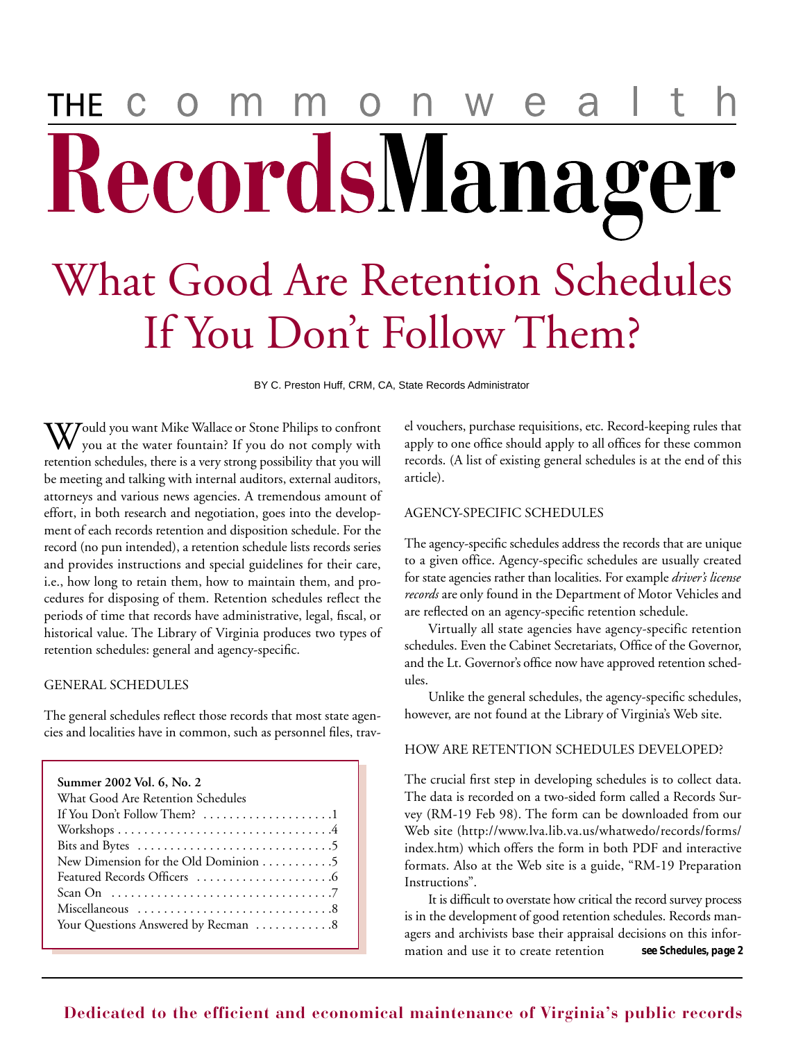# THE commonwealth RecordsManager

# What Good Are Retention Schedules If You Don't Follow Them?

BY C. Preston Huff, CRM, CA, State Records Administrator

Would you want Mike Wallace or Stone Philips to confront you at the water fountain? If you do not comply with retention schedules, there is a very strong possibility that you will be meeting and talking with internal auditors, external auditors, attorneys and various news agencies. A tremendous amount of effort, in both research and negotiation, goes into the development of each records retention and disposition schedule. For the record (no pun intended), a retention schedule lists records series and provides instructions and special guidelines for their care, i.e., how long to retain them, how to maintain them, and procedures for disposing of them. Retention schedules reflect the periods of time that records have administrative, legal, fiscal, or historical value. The Library of Virginia produces two types of retention schedules: general and agency-specific.

## GENERAL SCHEDULES

The general schedules reflect those records that most state agencies and localities have in common, such as personnel files, travel vouchers, purchase requisitions, etc. Record-keeping rules that apply to one office should apply to all offices for these common records. (A list of existing general schedules is at the end of this article).

## AGENCY-SPECIFIC SCHEDULES

The agency-specific schedules address the records that are unique to a given office. Agency-specific schedules are usually created for state agencies rather than localities. For example *driver's license records* are only found in the Department of Motor Vehicles and are reflected on an agency-specific retention schedule.

Virtually all state agencies have agency-specific retention schedules. Even the Cabinet Secretariats, Office of the Governor, and the Lt. Governor's office now have approved retention schedules.

Unlike the general schedules, the agency-specific schedules, however, are not found at the Library of Virginia's Web site.

## HOW ARE RETENTION SCHEDULES DEVELOPED?

The crucial first step in developing schedules is to collect data. The data is recorded on a two-sided form called a Records Survey (RM-19 Feb 98). The form can be downloaded from our Web site (http://www.lva.lib.va.us/whatwedo/records/forms/index.htm) which offers the form in both PDF and interactive formats. Also at the Web site is a guide, "RM-19 Preparation Instructions".

It is difficult to overstate how critical the record survey process is in the development of good retention schedules. Records managers and archivists base their appraisal decisions on this information and use it to create retention *see Schedules, page 2*

**Summer 2002 Vol. 6, No. 2**

| | |
|---|---|
| What Good Are Retention Schedules If You Don't Follow Them? | 1 |
| Workshops | 4 |
| Bits and Bytes | 5 |
| New Dimension for the Old Dominion | 5 |
| Featured Records Officers | 6 |
| Scan On | 7 |
| Miscellaneous | 8 |
| Your Questions Answered by Recman | 8 |

**Dedicated to the efficient and economical maintenance of Virginia's public records**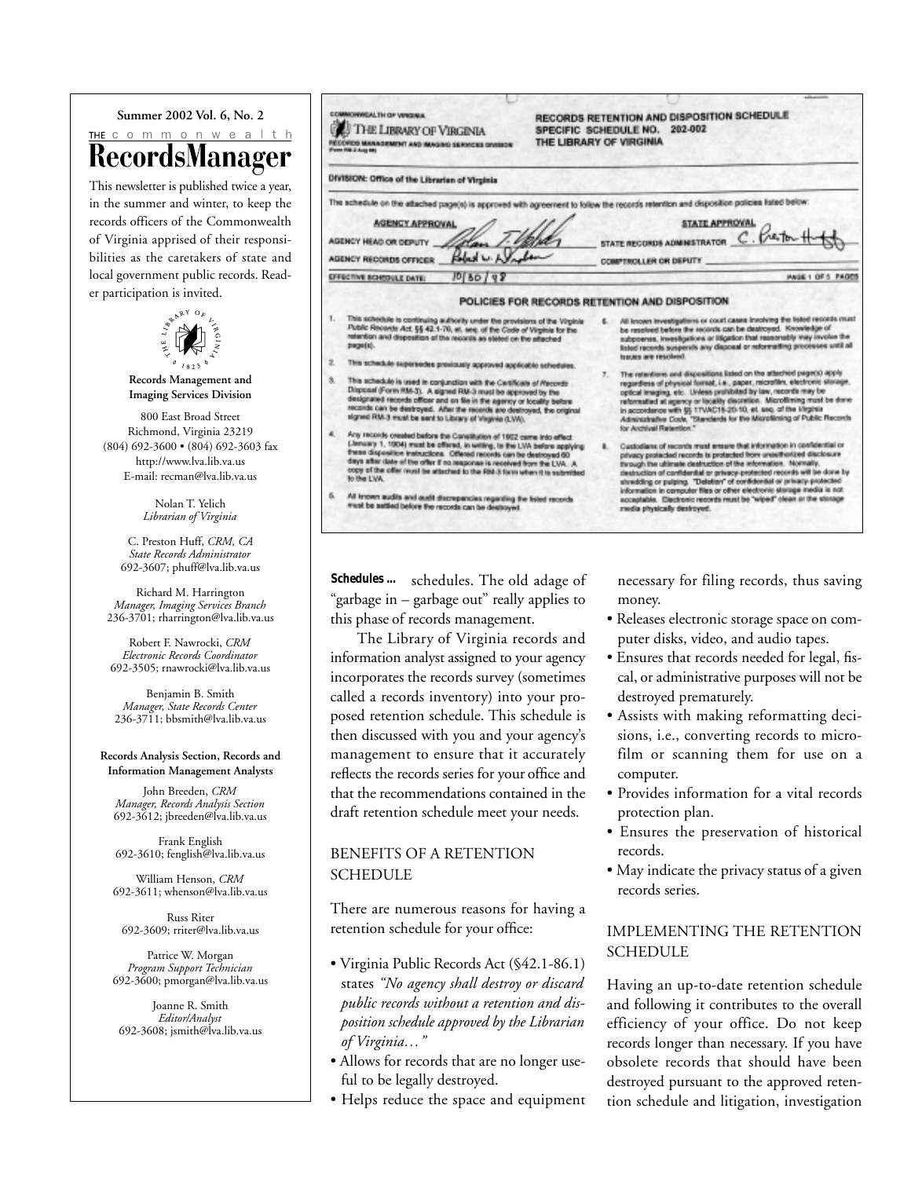**Summer 2002 Vol. 6, No. 2**

THE commonwealth

# RecordsManager

This newsletter is published twice a year, in the summer and winter, to keep the records officers of the Commonwealth of Virginia apprised of their responsibilities as the caretakers of state and local government public records. Reader participation is invited.

**Records Management and Imaging Services Division**

800 East Broad Street
Richmond, Virginia 23219
(804) 692-3600 • (804) 692-3603 fax
http://www.lva.lib.va.us
E-mail: recman@lva.lib.va.us

Nolan T. Yelich
*Librarian of Virginia*

C. Preston Huff, *CRM, CA*
*State Records Administrator*
692-3607; phuff@lva.lib.va.us

Richard M. Harrington
*Manager, Imaging Services Branch*
236-3701; rharrington@lva.lib.va.us

Robert F. Nawrocki, *CRM*
*Electronic Records Coordinator*
692-3505; rnawrocki@lva.lib.va.us

Benjamin B. Smith
*Manager, State Records Center*
236-3711; bbsmith@lva.lib.va.us

**Records Analysis Section, Records and Information Management Analysts**

John Breeden, *CRM*
*Manager, Records Analysis Section*
692-3612; jbreeden@lva.lib.va.us

Frank English
692-3610; fenglish@lva.lib.va.us

William Henson, *CRM*
692-3611; whenson@lva.lib.va.us

Russ Riter
692-3609; rriter@lva.lib.va.us

Patrice W. Morgan
*Program Support Technician*
692-3600; pmorgan@lva.lib.va.us

Joanne R. Smith
*Editor/Analyst*
692-3608; jsmith@lva.lib.va.us

---

COMMONWEALTH OF VIRGINIA
THE LIBRARY OF VIRGINIA
RECORDS MANAGEMENT AND IMAGING SERVICES DIVISION

RECORDS RETENTION AND DISPOSITION SCHEDULE
SPECIFIC SCHEDULE NO. 202-002
THE LIBRARY OF VIRGINIA

DIVISION: Office of the Librarian of Virginia

The schedule on the attached page(s) is approved with agreement to follow the records retention and disposition policies listed below:

| AGENCY APPROVAL | | STATE APPROVAL | |
|---|---|---|---|
| AGENCY HEAD OR DEPUTY | [signature] | STATE RECORDS ADMINISTRATOR | C. Preston Huff |
| AGENCY RECORDS OFFICER | [signature] | COMPTROLLER OR DEPUTY | |
| EFFECTIVE SCHEDULE DATE: | 10/30/98 | | PAGE 1 OF 5 PAGES |

POLICIES FOR RECORDS RETENTION AND DISPOSITION

1. This schedule is continuing authority under the provisions of the Virginia Public Records Act, §§ 42.1-76, et. seq. of the Code of Virginia for the retention and disposition of the records as stated on the attached page(s).
2. This schedule supersedes previously approved applicable schedules.
3. This schedule is used in conjunction with the Certificate of Records Disposal (Form RM-3). A signed RM-3 must be approved by the designated records officer and on file in the agency or locality before records can be destroyed. After the records are destroyed, the original signed RM-3 must be sent to Library of Virginia (LVA).
4. Any records created before the Constitution of 1902 came into effect (January 1, 1904) must be offered, in writing, to the LVA before applying these disposition instructions. Offered records can be destroyed 60 days after date of the offer if no response is received from the LVA. A copy of the offer must be attached to the RM-3 form when it is submitted to the LVA.
5. All known audits and audit discrepancies regarding the listed records must be settled before the records can be destroyed.
6. All known investigations or court cases involving the listed records must be resolved before the records can be destroyed. Knowledge of subpoenas, investigations or litigation that reasonably may involve the listed records suspends any disposal or reformatting processes until all issues are resolved.
7. The retentions and dispositions listed on the attached page(s) apply regardless of physical format, i.e., paper, microfilm, electronic storage, optical imaging, etc. Unless prohibited by law, records may be reformatted at agency or locality discretion. Microfilming must be done in accordance with §§ 17VAC15-20-10, et. seq. of the Virginia Administrative Code, "Standards for the Microfilming of Public Records for Archival Retention."
8. Custodians of records must ensure that information in confidential or privacy protected records is protected from unauthorized disclosure through the ultimate destruction of the information. Normally, destruction of confidential or privacy-protected records will be done by shredding or pulping. "Deletion" of confidential or privacy-protected information in computer files or other electronic storage media is not acceptable. Electronic records must be "wiped" clean or the storage media physically destroyed.

---

**Schedules ...** schedules. The old adage of "garbage in – garbage out" really applies to this phase of records management.

The Library of Virginia records and information analyst assigned to your agency incorporates the records survey (sometimes called a records inventory) into your proposed retention schedule. This schedule is then discussed with you and your agency's management to ensure that it accurately reflects the records series for your office and that the recommendations contained in the draft retention schedule meet your needs.

## BENEFITS OF A RETENTION SCHEDULE

There are numerous reasons for having a retention schedule for your office:

- Virginia Public Records Act (§42.1-86.1) states *"No agency shall destroy or discard public records without a retention and disposition schedule approved by the Librarian of Virginia…"*
- Allows for records that are no longer useful to be legally destroyed.
- Helps reduce the space and equipment necessary for filing records, thus saving money.
- Releases electronic storage space on computer disks, video, and audio tapes.
- Ensures that records needed for legal, fiscal, or administrative purposes will not be destroyed prematurely.
- Assists with making reformatting decisions, i.e., converting records to microfilm or scanning them for use on a computer.
- Provides information for a vital records protection plan.
- Ensures the preservation of historical records.
- May indicate the privacy status of a given records series.

## IMPLEMENTING THE RETENTION SCHEDULE

Having an up-to-date retention schedule and following it contributes to the overall efficiency of your office. Do not keep records longer than necessary. If you have obsolete records that should have been destroyed pursuant to the approved retention schedule and litigation, investigation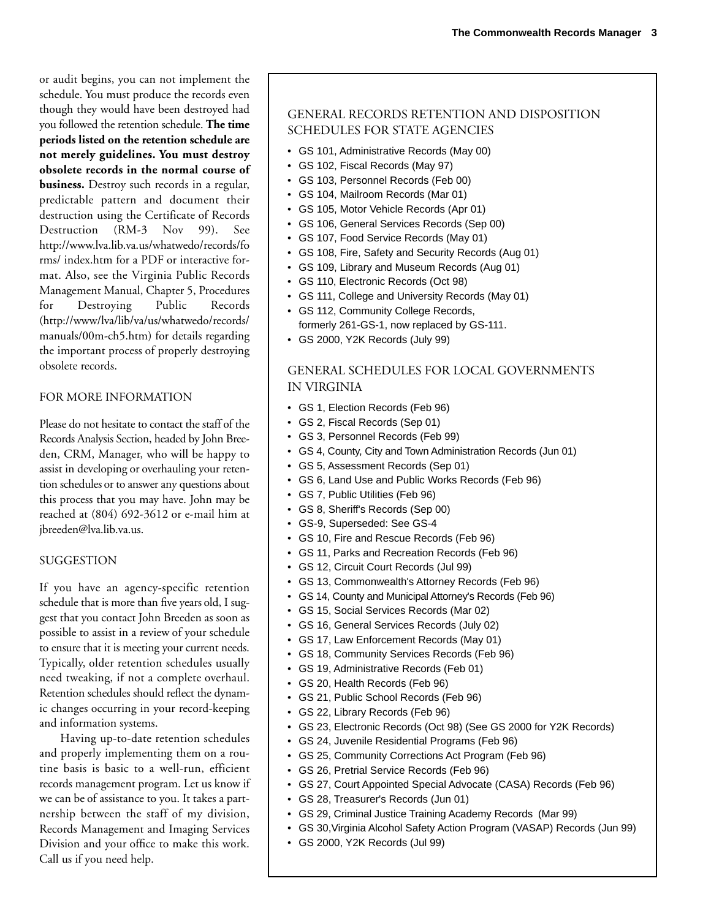or audit begins, you can not implement the schedule. You must produce the records even though they would have been destroyed had you followed the retention schedule. **The time periods listed on the retention schedule are not merely guidelines. You must destroy obsolete records in the normal course of business.** Destroy such records in a regular, predictable pattern and document their destruction using the Certificate of Records Destruction (RM-3 Nov 99). See http://www.lva.lib.va.us/whatwedo/records/forms/ index.htm for a PDF or interactive format. Also, see the Virginia Public Records Management Manual, Chapter 5, Procedures for Destroying Public Records (http://www/lva/lib/va/us/whatwedo/records/manuals/00m-ch5.htm) for details regarding the important process of properly destroying obsolete records.

## FOR MORE INFORMATION

Please do not hesitate to contact the staff of the Records Analysis Section, headed by John Breeden, CRM, Manager, who will be happy to assist in developing or overhauling your retention schedules or to answer any questions about this process that you may have. John may be reached at (804) 692-3612 or e-mail him at jbreeden@lva.lib.va.us.

## SUGGESTION

If you have an agency-specific retention schedule that is more than five years old, I suggest that you contact John Breeden as soon as possible to assist in a review of your schedule to ensure that it is meeting your current needs. Typically, older retention schedules usually need tweaking, if not a complete overhaul. Retention schedules should reflect the dynamic changes occurring in your record-keeping and information systems.

Having up-to-date retention schedules and properly implementing them on a routine basis is basic to a well-run, efficient records management program. Let us know if we can be of assistance to you. It takes a partnership between the staff of my division, Records Management and Imaging Services Division and your office to make this work. Call us if you need help.

## GENERAL RECORDS RETENTION AND DISPOSITION SCHEDULES FOR STATE AGENCIES

- GS 101, Administrative Records (May 00)
- GS 102, Fiscal Records (May 97)
- GS 103, Personnel Records (Feb 00)
- GS 104, Mailroom Records (Mar 01)
- GS 105, Motor Vehicle Records (Apr 01)
- GS 106, General Services Records (Sep 00)
- GS 107, Food Service Records (May 01)
- GS 108, Fire, Safety and Security Records (Aug 01)
- GS 109, Library and Museum Records (Aug 01)
- GS 110, Electronic Records (Oct 98)
- GS 111, College and University Records (May 01)
- GS 112, Community College Records, formerly 261-GS-1, now replaced by GS-111.
- GS 2000, Y2K Records (July 99)

## GENERAL SCHEDULES FOR LOCAL GOVERNMENTS IN VIRGINIA

- GS 1, Election Records (Feb 96)
- GS 2, Fiscal Records (Sep 01)
- GS 3, Personnel Records (Feb 99)
- GS 4, County, City and Town Administration Records (Jun 01)
- GS 5, Assessment Records (Sep 01)
- GS 6, Land Use and Public Works Records (Feb 96)
- GS 7, Public Utilities (Feb 96)
- GS 8, Sheriff's Records (Sep 00)
- GS-9, Superseded: See GS-4
- GS 10, Fire and Rescue Records (Feb 96)
- GS 11, Parks and Recreation Records (Feb 96)
- GS 12, Circuit Court Records (Jul 99)
- GS 13, Commonwealth's Attorney Records (Feb 96)
- GS 14, County and Municipal Attorney's Records (Feb 96)
- GS 15, Social Services Records (Mar 02)
- GS 16, General Services Records (July 02)
- GS 17, Law Enforcement Records (May 01)
- GS 18, Community Services Records (Feb 96)
- GS 19, Administrative Records (Feb 01)
- GS 20, Health Records (Feb 96)
- GS 21, Public School Records (Feb 96)
- GS 22, Library Records (Feb 96)
- GS 23, Electronic Records (Oct 98) (See GS 2000 for Y2K Records)
- GS 24, Juvenile Residential Programs (Feb 96)
- GS 25, Community Corrections Act Program (Feb 96)
- GS 26, Pretrial Service Records (Feb 96)
- GS 27, Court Appointed Special Advocate (CASA) Records (Feb 96)
- GS 28, Treasurer's Records (Jun 01)
- GS 29, Criminal Justice Training Academy Records (Mar 99)
- GS 30,Virginia Alcohol Safety Action Program (VASAP) Records (Jun 99)
- GS 2000, Y2K Records (Jul 99)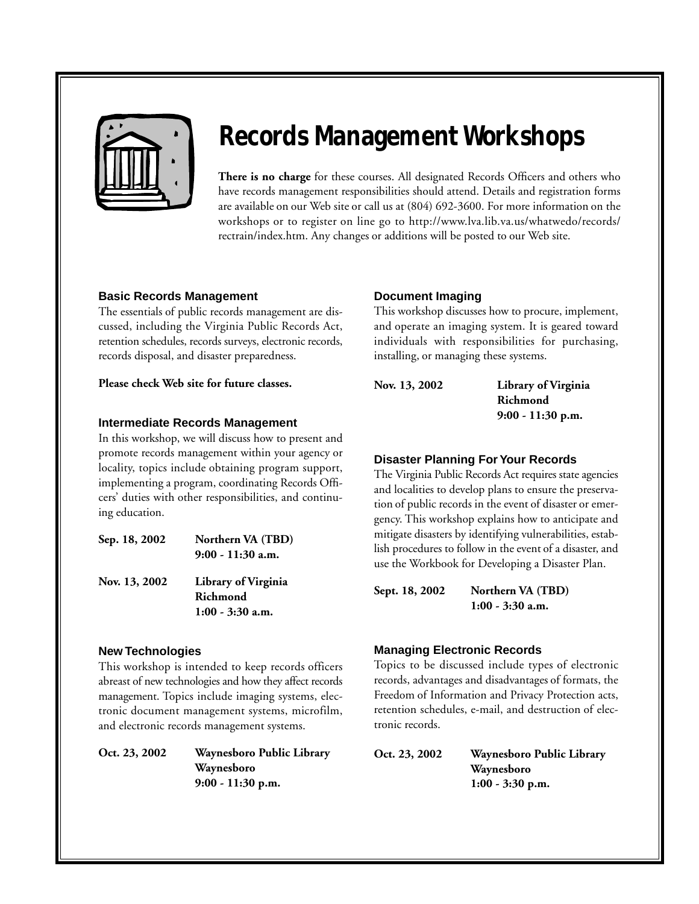# Records Management Workshops

**There is no charge** for these courses. All designated Records Officers and others who have records management responsibilities should attend. Details and registration forms are available on our Web site or call us at (804) 692-3600. For more information on the workshops or to register on line go to http://www.lva.lib.va.us/whatwedo/records/rectrain/index.htm. Any changes or additions will be posted to our Web site.

### Basic Records Management

The essentials of public records management are discussed, including the Virginia Public Records Act, retention schedules, records surveys, electronic records, records disposal, and disaster preparedness.

**Please check Web site for future classes.**

### Intermediate Records Management

In this workshop, we will discuss how to present and promote records management within your agency or locality, topics include obtaining program support, implementing a program, coordinating Records Officers' duties with other responsibilities, and continuing education.

**Sep. 18, 2002** — **Northern VA (TBD)**
**9:00 - 11:30 a.m.**

**Nov. 13, 2002** — **Library of Virginia**
**Richmond**
**1:00 - 3:30 a.m.**

### New Technologies

This workshop is intended to keep records officers abreast of new technologies and how they affect records management. Topics include imaging systems, electronic document management systems, microfilm, and electronic records management systems.

**Oct. 23, 2002** — **Waynesboro Public Library**
**Waynesboro**
**9:00 - 11:30 p.m.**

### Document Imaging

This workshop discusses how to procure, implement, and operate an imaging system. It is geared toward individuals with responsibilities for purchasing, installing, or managing these systems.

**Nov. 13, 2002** — **Library of Virginia**
**Richmond**
**9:00 - 11:30 p.m.**

### Disaster Planning For Your Records

The Virginia Public Records Act requires state agencies and localities to develop plans to ensure the preservation of public records in the event of disaster or emergency. This workshop explains how to anticipate and mitigate disasters by identifying vulnerabilities, establish procedures to follow in the event of a disaster, and use the Workbook for Developing a Disaster Plan.

**Sept. 18, 2002** — **Northern VA (TBD)**
**1:00 - 3:30 a.m.**

### Managing Electronic Records

Topics to be discussed include types of electronic records, advantages and disadvantages of formats, the Freedom of Information and Privacy Protection acts, retention schedules, e-mail, and destruction of electronic records.

**Oct. 23, 2002** — **Waynesboro Public Library**
**Waynesboro**
**1:00 - 3:30 p.m.**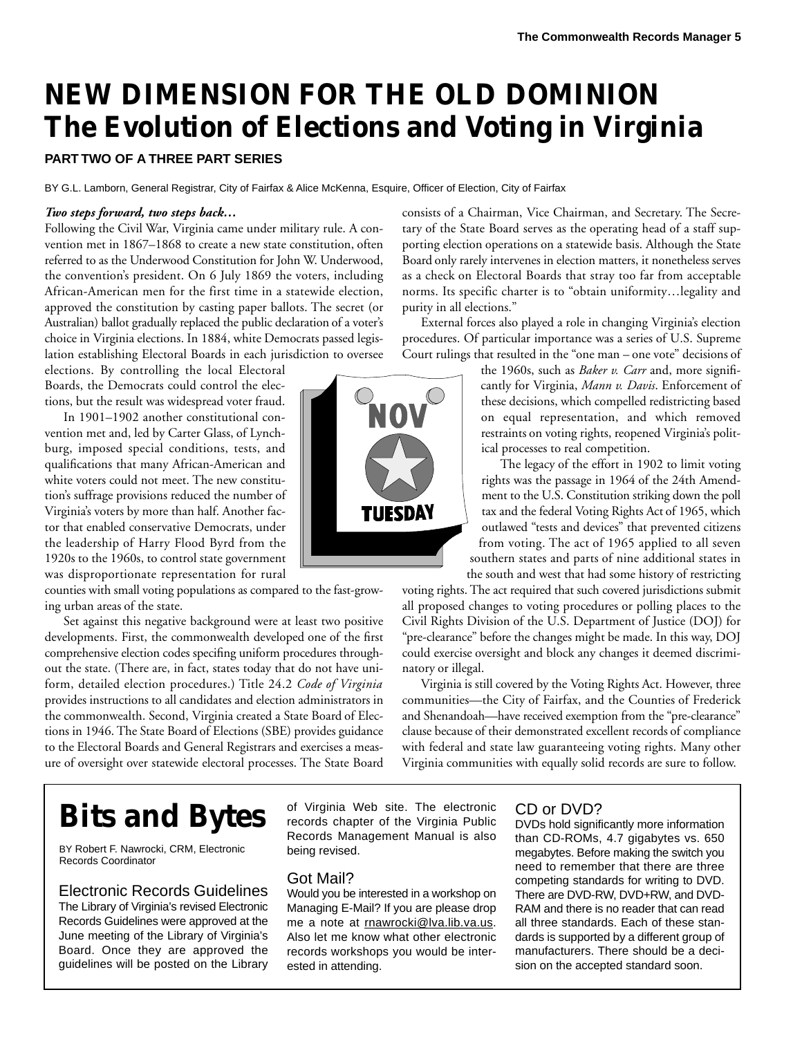# NEW DIMENSION FOR THE OLD DOMINION
## The Evolution of Elections and Voting in Virginia

**PART TWO OF A THREE PART SERIES**

BY G.L. Lamborn, General Registrar, City of Fairfax & Alice McKenna, Esquire, Officer of Election, City of Fairfax

***Two steps forward, two steps back…***

Following the Civil War, Virginia came under military rule. A convention met in 1867–1868 to create a new state constitution, often referred to as the Underwood Constitution for John W. Underwood, the convention's president. On 6 July 1869 the voters, including African-American men for the first time in a statewide election, approved the constitution by casting paper ballots. The secret (or Australian) ballot gradually replaced the public declaration of a voter's choice in Virginia elections. In 1884, white Democrats passed legislation establishing Electoral Boards in each jurisdiction to oversee elections. By controlling the local Electoral Boards, the Democrats could control the elections, but the result was widespread voter fraud.

In 1901–1902 another constitutional convention met and, led by Carter Glass, of Lynchburg, imposed special conditions, tests, and qualifications that many African-American and white voters could not meet. The new constitution's suffrage provisions reduced the number of Virginia's voters by more than half. Another factor that enabled conservative Democrats, under the leadership of Harry Flood Byrd from the 1920s to the 1960s, to control state government was disproportionate representation for rural counties with small voting populations as compared to the fast-growing urban areas of the state.

Set against this negative background were at least two positive developments. First, the commonwealth developed one of the first comprehensive election codes specifing uniform procedures throughout the state. (There are, in fact, states today that do not have uniform, detailed election procedures.) Title 24.2 *Code of Virginia* provides instructions to all candidates and election administrators in the commonwealth. Second, Virginia created a State Board of Elections in 1946. The State Board of Elections (SBE) provides guidance to the Electoral Boards and General Registrars and exercises a measure of oversight over statewide electoral processes. The State Board consists of a Chairman, Vice Chairman, and Secretary. The Secretary of the State Board serves as the operating head of a staff supporting election operations on a statewide basis. Although the State Board only rarely intervenes in election matters, it nonetheless serves as a check on Electoral Boards that stray too far from acceptable norms. Its specific charter is to "obtain uniformity…legality and purity in all elections."

External forces also played a role in changing Virginia's election procedures. Of particular importance was a series of U.S. Supreme Court rulings that resulted in the "one man – one vote" decisions of the 1960s, such as *Baker v. Carr* and, more significantly for Virginia, *Mann v. Davis*. Enforcement of these decisions, which compelled redistricting based on equal representation, and which removed restraints on voting rights, reopened Virginia's political processes to real competition.

The legacy of the effort in 1902 to limit voting rights was the passage in 1964 of the 24th Amendment to the U.S. Constitution striking down the poll tax and the federal Voting Rights Act of 1965, which outlawed "tests and devices" that prevented citizens from voting. The act of 1965 applied to all seven southern states and parts of nine additional states in the south and west that had some history of restricting voting rights. The act required that such covered jurisdictions submit all proposed changes to voting procedures or polling places to the Civil Rights Division of the U.S. Department of Justice (DOJ) for "pre-clearance" before the changes might be made. In this way, DOJ could exercise oversight and block any changes it deemed discriminatory or illegal.

Virginia is still covered by the Voting Rights Act. However, three communities—the City of Fairfax, and the Counties of Frederick and Shenandoah—have received exemption from the "pre-clearance" clause because of their demonstrated excellent records of compliance with federal and state law guaranteeing voting rights. Many other Virginia communities with equally solid records are sure to follow.

# Bits and Bytes

BY Robert F. Nawrocki, CRM, Electronic Records Coordinator

### Electronic Records Guidelines

The Library of Virginia's revised Electronic Records Guidelines were approved at the June meeting of the Library of Virginia's Board. Once they are approved the guidelines will be posted on the Library of Virginia Web site. The electronic records chapter of the Virginia Public Records Management Manual is also being revised.

### Got Mail?

Would you be interested in a workshop on Managing E-Mail? If you are please drop me a note at rnawrocki@lva.lib.va.us. Also let me know what other electronic records workshops you would be interested in attending.

### CD or DVD?

DVDs hold significantly more information than CD-ROMs, 4.7 gigabytes vs. 650 megabytes. Before making the switch you need to remember that there are three competing standards for writing to DVD. There are DVD-RW, DVD+RW, and DVD-RAM and there is no reader that can read all three standards. Each of these standards is supported by a different group of manufacturers. There should be a decision on the accepted standard soon.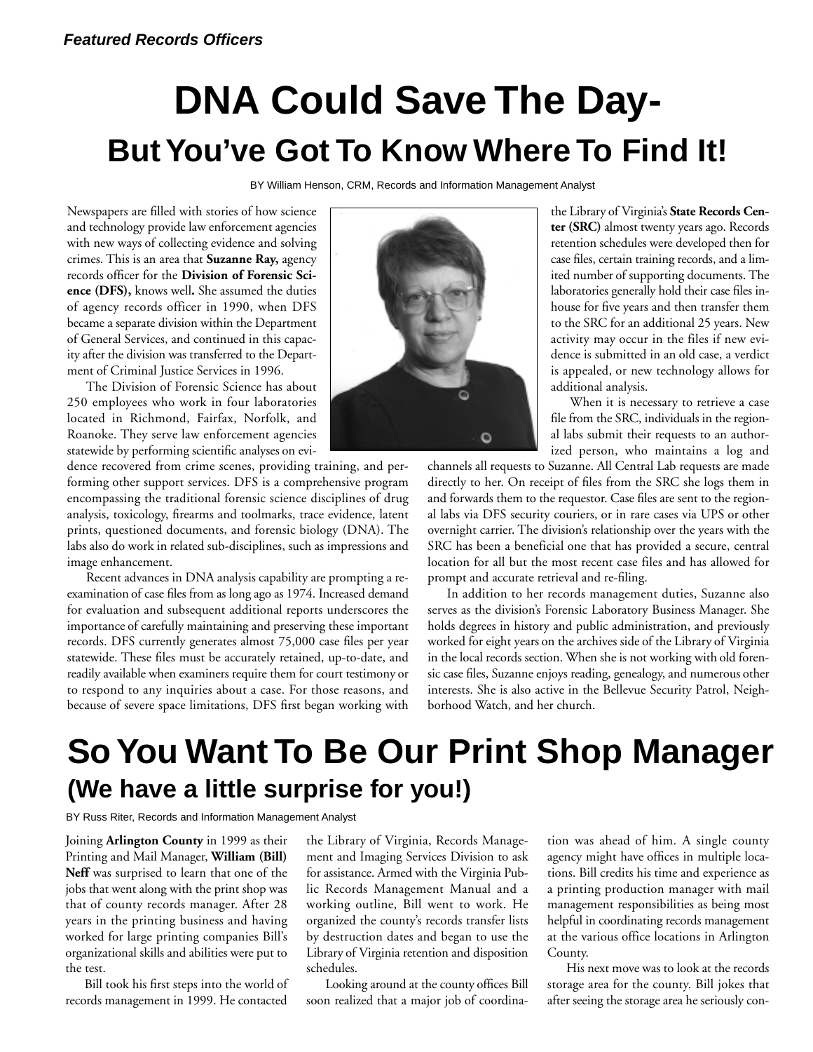*Featured Records Officers*

# DNA Could Save The Day-

## But You've Got To Know Where To Find It!

BY William Henson, CRM, Records and Information Management Analyst

Newspapers are filled with stories of how science and technology provide law enforcement agencies with new ways of collecting evidence and solving crimes. This is an area that **Suzanne Ray,** agency records officer for the **Division of Forensic Science (DFS),** knows well**.** She assumed the duties of agency records officer in 1990, when DFS became a separate division within the Department of General Services, and continued in this capacity after the division was transferred to the Department of Criminal Justice Services in 1996.

The Division of Forensic Science has about 250 employees who work in four laboratories located in Richmond, Fairfax, Norfolk, and Roanoke. They serve law enforcement agencies statewide by performing scientific analyses on evidence recovered from crime scenes, providing training, and performing other support services. DFS is a comprehensive program encompassing the traditional forensic science disciplines of drug analysis, toxicology, firearms and toolmarks, trace evidence, latent prints, questioned documents, and forensic biology (DNA). The labs also do work in related sub-disciplines, such as impressions and image enhancement.

Recent advances in DNA analysis capability are prompting a re-examination of case files from as long ago as 1974. Increased demand for evaluation and subsequent additional reports underscores the importance of carefully maintaining and preserving these important records. DFS currently generates almost 75,000 case files per year statewide. These files must be accurately retained, up-to-date, and readily available when examiners require them for court testimony or to respond to any inquiries about a case. For those reasons, and because of severe space limitations, DFS first began working with the Library of Virginia's **State Records Center (SRC)** almost twenty years ago. Records retention schedules were developed then for case files, certain training records, and a limited number of supporting documents. The laboratories generally hold their case files in-house for five years and then transfer them to the SRC for an additional 25 years. New activity may occur in the files if new evidence is submitted in an old case, a verdict is appealed, or new technology allows for additional analysis.

When it is necessary to retrieve a case file from the SRC, individuals in the regional labs submit their requests to an authorized person, who maintains a log and channels all requests to Suzanne. All Central Lab requests are made directly to her. On receipt of files from the SRC she logs them in and forwards them to the requestor. Case files are sent to the regional labs via DFS security couriers, or in rare cases via UPS or other overnight carrier. The division's relationship over the years with the SRC has been a beneficial one that has provided a secure, central location for all but the most recent case files and has allowed for prompt and accurate retrieval and re-filing.

In addition to her records management duties, Suzanne also serves as the division's Forensic Laboratory Business Manager. She holds degrees in history and public administration, and previously worked for eight years on the archives side of the Library of Virginia in the local records section. When she is not working with old forensic case files, Suzanne enjoys reading, genealogy, and numerous other interests. She is also active in the Bellevue Security Patrol, Neighborhood Watch, and her church.

# So You Want To Be Our Print Shop Manager

## (We have a little surprise for you!)

BY Russ Riter, Records and Information Management Analyst

Joining **Arlington County** in 1999 as their Printing and Mail Manager, **William (Bill) Neff** was surprised to learn that one of the jobs that went along with the print shop was that of county records manager. After 28 years in the printing business and having worked for large printing companies Bill's organizational skills and abilities were put to the test.

Bill took his first steps into the world of records management in 1999. He contacted the Library of Virginia, Records Management and Imaging Services Division to ask for assistance. Armed with the Virginia Public Records Management Manual and a working outline, Bill went to work. He organized the county's records transfer lists by destruction dates and began to use the Library of Virginia retention and disposition schedules.

Looking around at the county offices Bill soon realized that a major job of coordination was ahead of him. A single county agency might have offices in multiple locations. Bill credits his time and experience as a printing production manager with mail management responsibilities as being most helpful in coordinating records management at the various office locations in Arlington County.

His next move was to look at the records storage area for the county. Bill jokes that after seeing the storage area he seriously con-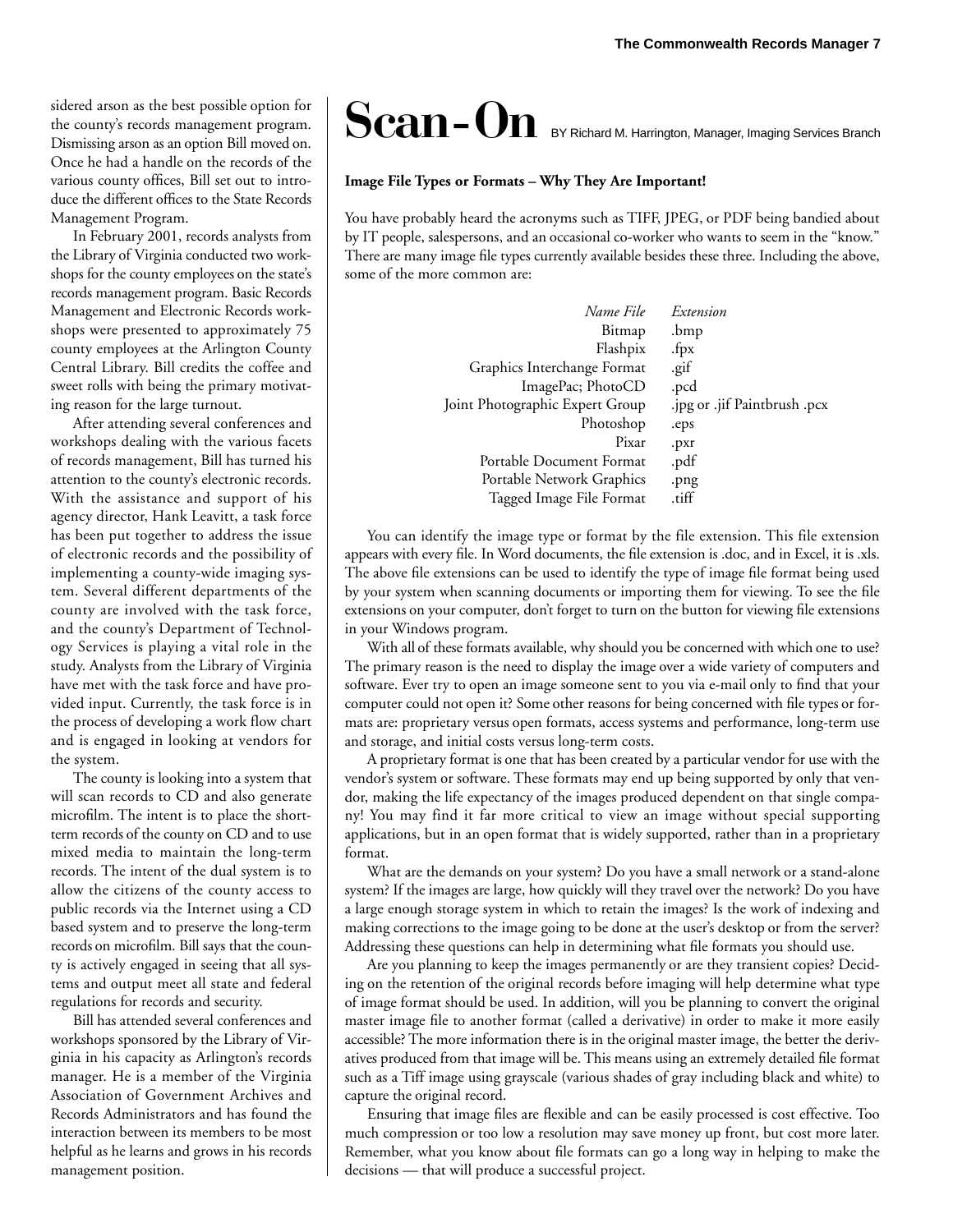sidered arson as the best possible option for the county's records management program. Dismissing arson as an option Bill moved on. Once he had a handle on the records of the various county offices, Bill set out to introduce the different offices to the State Records Management Program.

In February 2001, records analysts from the Library of Virginia conducted two workshops for the county employees on the state's records management program. Basic Records Management and Electronic Records workshops were presented to approximately 75 county employees at the Arlington County Central Library. Bill credits the coffee and sweet rolls with being the primary motivating reason for the large turnout.

After attending several conferences and workshops dealing with the various facets of records management, Bill has turned his attention to the county's electronic records. With the assistance and support of his agency director, Hank Leavitt, a task force has been put together to address the issue of electronic records and the possibility of implementing a county-wide imaging system. Several different departments of the county are involved with the task force, and the county's Department of Technology Services is playing a vital role in the study. Analysts from the Library of Virginia have met with the task force and have provided input. Currently, the task force is in the process of developing a work flow chart and is engaged in looking at vendors for the system.

The county is looking into a system that will scan records to CD and also generate microfilm. The intent is to place the short-term records of the county on CD and to use mixed media to maintain the long-term records. The intent of the dual system is to allow the citizens of the county access to public records via the Internet using a CD based system and to preserve the long-term records on microfilm. Bill says that the county is actively engaged in seeing that all systems and output meet all state and federal regulations for records and security.

Bill has attended several conferences and workshops sponsored by the Library of Virginia in his capacity as Arlington's records manager. He is a member of the Virginia Association of Government Archives and Records Administrators and has found the interaction between its members to be most helpful as he learns and grows in his records management position.

# Scan-On

BY Richard M. Harrington, Manager, Imaging Services Branch

**Image File Types or Formats – Why They Are Important!**

You have probably heard the acronyms such as TIFF, JPEG, or PDF being bandied about by IT people, salespersons, and an occasional co-worker who wants to seem in the "know." There are many image file types currently available besides these three. Including the above, some of the more common are:

| *Name File* | *Extension* |
|---:|---|
| Bitmap | .bmp |
| Flashpix | .fpx |
| Graphics Interchange Format | .gif |
| ImagePac; PhotoCD | .pcd |
| Joint Photographic Expert Group | .jpg or .jif Paintbrush .pcx |
| Photoshop | .eps |
| Pixar | .pxr |
| Portable Document Format | .pdf |
| Portable Network Graphics | .png |
| Tagged Image File Format | .tiff |

You can identify the image type or format by the file extension. This file extension appears with every file. In Word documents, the file extension is .doc, and in Excel, it is .xls. The above file extensions can be used to identify the type of image file format being used by your system when scanning documents or importing them for viewing. To see the file extensions on your computer, don't forget to turn on the button for viewing file extensions in your Windows program.

With all of these formats available, why should you be concerned with which one to use? The primary reason is the need to display the image over a wide variety of computers and software. Ever try to open an image someone sent to you via e-mail only to find that your computer could not open it? Some other reasons for being concerned with file types or formats are: proprietary versus open formats, access systems and performance, long-term use and storage, and initial costs versus long-term costs.

A proprietary format is one that has been created by a particular vendor for use with the vendor's system or software. These formats may end up being supported by only that vendor, making the life expectancy of the images produced dependent on that single company! You may find it far more critical to view an image without special supporting applications, but in an open format that is widely supported, rather than in a proprietary format.

What are the demands on your system? Do you have a small network or a stand-alone system? If the images are large, how quickly will they travel over the network? Do you have a large enough storage system in which to retain the images? Is the work of indexing and making corrections to the image going to be done at the user's desktop or from the server? Addressing these questions can help in determining what file formats you should use.

Are you planning to keep the images permanently or are they transient copies? Deciding on the retention of the original records before imaging will help determine what type of image format should be used. In addition, will you be planning to convert the original master image file to another format (called a derivative) in order to make it more easily accessible? The more information there is in the original master image, the better the derivatives produced from that image will be. This means using an extremely detailed file format such as a Tiff image using grayscale (various shades of gray including black and white) to capture the original record.

Ensuring that image files are flexible and can be easily processed is cost effective. Too much compression or too low a resolution may save money up front, but cost more later. Remember, what you know about file formats can go a long way in helping to make the decisions — that will produce a successful project.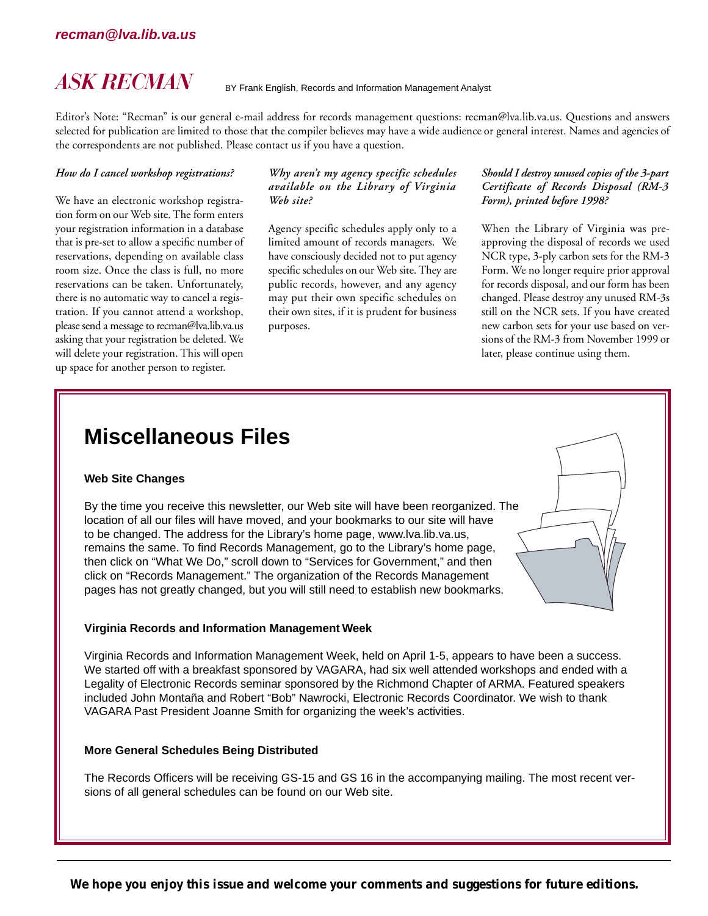*recman@lva.lib.va.us*

# ASK RECMAN

BY Frank English, Records and Information Management Analyst

Editor's Note: "Recman" is our general e-mail address for records management questions: recman@lva.lib.va.us. Questions and answers selected for publication are limited to those that the compiler believes may have a wide audience or general interest. Names and agencies of the correspondents are not published. Please contact us if you have a question.

***How do I cancel workshop registrations?***

We have an electronic workshop registration form on our Web site. The form enters your registration information in a database that is pre-set to allow a specific number of reservations, depending on available class room size. Once the class is full, no more reservations can be taken. Unfortunately, there is no automatic way to cancel a registration. If you cannot attend a workshop, please send a message to recman@lva.lib.va.us asking that your registration be deleted. We will delete your registration. This will open up space for another person to register.

***Why aren't my agency specific schedules available on the Library of Virginia Web site?***

Agency specific schedules apply only to a limited amount of records managers. We have consciously decided not to put agency specific schedules on our Web site. They are public records, however, and any agency may put their own specific schedules on their own sites, if it is prudent for business purposes.

***Should I destroy unused copies of the 3-part Certificate of Records Disposal (RM-3 Form), printed before 1998?***

When the Library of Virginia was pre-approving the disposal of records we used NCR type, 3-ply carbon sets for the RM-3 Form. We no longer require prior approval for records disposal, and our form has been changed. Please destroy any unused RM-3s still on the NCR sets. If you have created new carbon sets for your use based on versions of the RM-3 from November 1999 or later, please continue using them.

## Miscellaneous Files

### Web Site Changes

By the time you receive this newsletter, our Web site will have been reorganized. The location of all our files will have moved, and your bookmarks to our site will have to be changed. The address for the Library's home page, www.lva.lib.va.us, remains the same. To find Records Management, go to the Library's home page, then click on "What We Do," scroll down to "Services for Government," and then click on "Records Management." The organization of the Records Management pages has not greatly changed, but you will still need to establish new bookmarks.

### Virginia Records and Information Management Week

Virginia Records and Information Management Week, held on April 1-5, appears to have been a success. We started off with a breakfast sponsored by VAGARA, had six well attended workshops and ended with a Legality of Electronic Records seminar sponsored by the Richmond Chapter of ARMA. Featured speakers included John Montaña and Robert "Bob" Nawrocki, Electronic Records Coordinator. We wish to thank VAGARA Past President Joanne Smith for organizing the week's activities.

### More General Schedules Being Distributed

The Records Officers will be receiving GS-15 and GS 16 in the accompanying mailing. The most recent versions of all general schedules can be found on our Web site.

**We hope you enjoy this issue and welcome your comments and suggestions for future editions.**